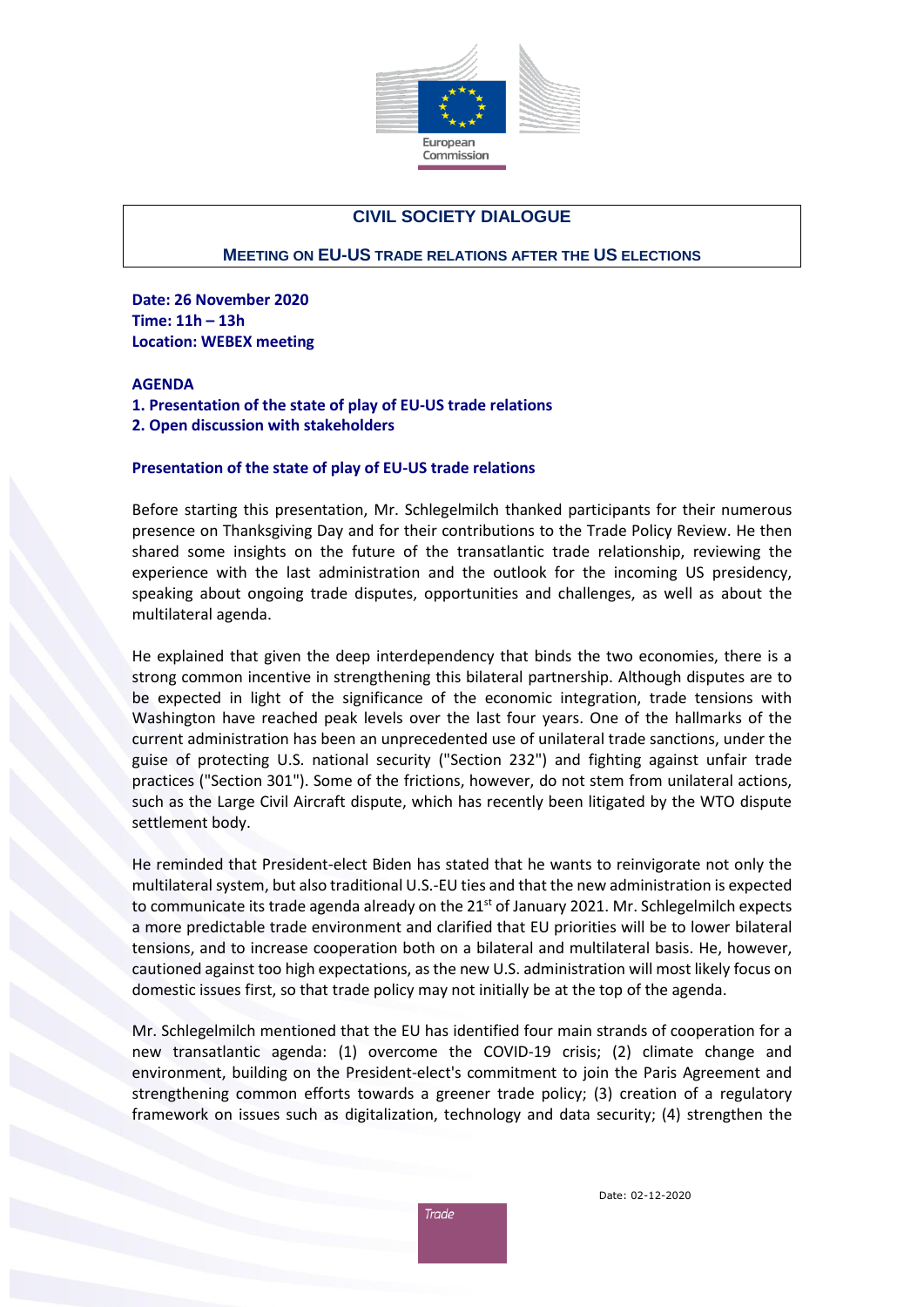# CIVIL SOCIETY DIALOGUE

## MEETING ON EU-US TRADE RELATIONS AFTER THE US ELECTIONS

**Date: 26 November 2020**
**Time: 11h – 13h**
**Location: WEBEX meeting**

**AGENDA**

**1. Presentation of the state of play of EU-US trade relations**
**2. Open discussion with stakeholders**

### Presentation of the state of play of EU-US trade relations

Before starting this presentation, Mr. Schlegelmilch thanked participants for their numerous presence on Thanksgiving Day and for their contributions to the Trade Policy Review. He then shared some insights on the future of the transatlantic trade relationship, reviewing the experience with the last administration and the outlook for the incoming US presidency, speaking about ongoing trade disputes, opportunities and challenges, as well as about the multilateral agenda.

He explained that given the deep interdependency that binds the two economies, there is a strong common incentive in strengthening this bilateral partnership. Although disputes are to be expected in light of the significance of the economic integration, trade tensions with Washington have reached peak levels over the last four years. One of the hallmarks of the current administration has been an unprecedented use of unilateral trade sanctions, under the guise of protecting U.S. national security ("Section 232") and fighting against unfair trade practices ("Section 301"). Some of the frictions, however, do not stem from unilateral actions, such as the Large Civil Aircraft dispute, which has recently been litigated by the WTO dispute settlement body.

He reminded that President-elect Biden has stated that he wants to reinvigorate not only the multilateral system, but also traditional U.S.-EU ties and that the new administration is expected to communicate its trade agenda already on the 21st of January 2021. Mr. Schlegelmilch expects a more predictable trade environment and clarified that EU priorities will be to lower bilateral tensions, and to increase cooperation both on a bilateral and multilateral basis. He, however, cautioned against too high expectations, as the new U.S. administration will most likely focus on domestic issues first, so that trade policy may not initially be at the top of the agenda.

Mr. Schlegelmilch mentioned that the EU has identified four main strands of cooperation for a new transatlantic agenda: (1) overcome the COVID-19 crisis; (2) climate change and environment, building on the President-elect's commitment to join the Paris Agreement and strengthening common efforts towards a greener trade policy; (3) creation of a regulatory framework on issues such as digitalization, technology and data security; (4) strengthen the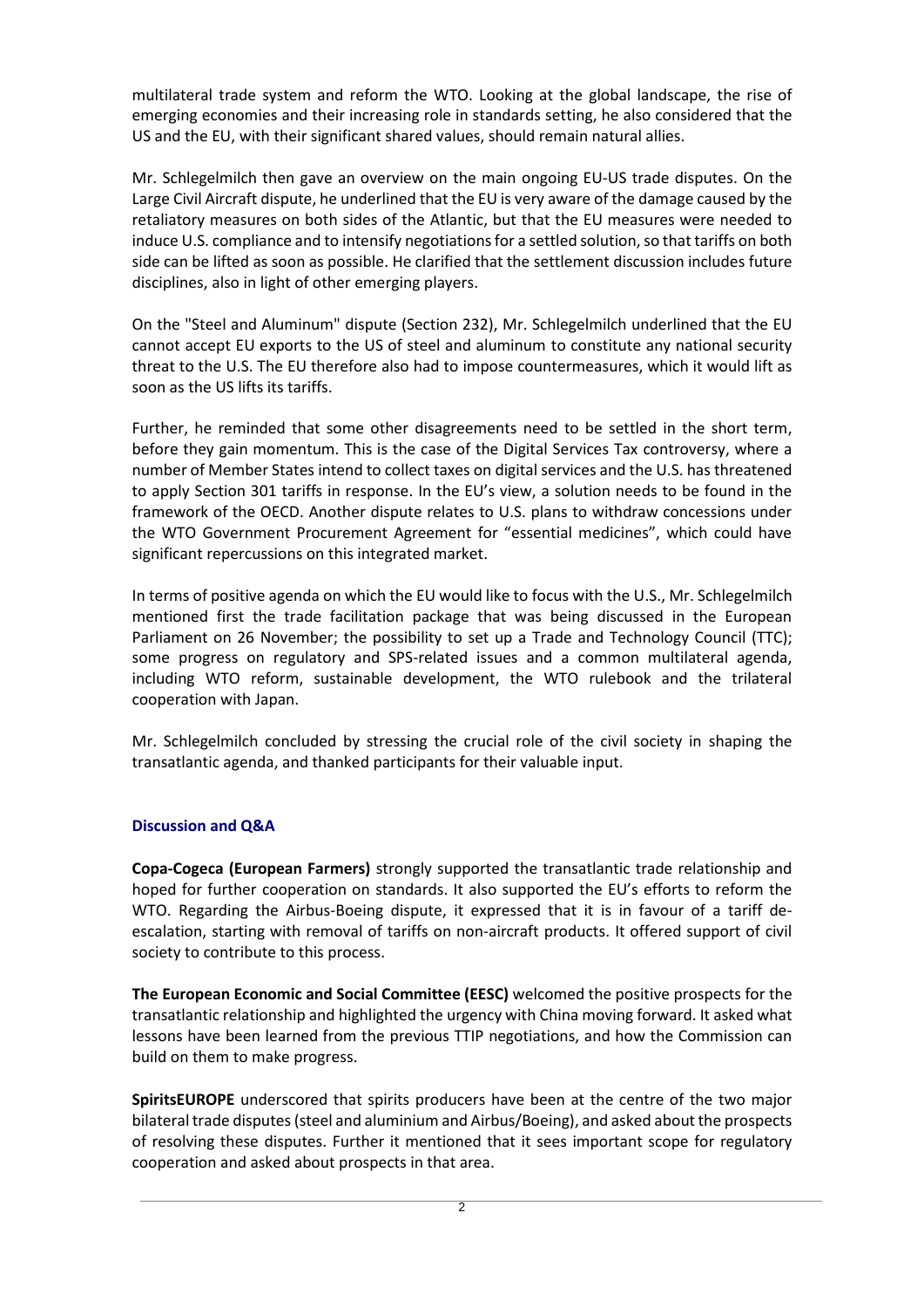multilateral trade system and reform the WTO. Looking at the global landscape, the rise of emerging economies and their increasing role in standards setting, he also considered that the US and the EU, with their significant shared values, should remain natural allies.

Mr. Schlegelmilch then gave an overview on the main ongoing EU-US trade disputes. On the Large Civil Aircraft dispute, he underlined that the EU is very aware of the damage caused by the retaliatory measures on both sides of the Atlantic, but that the EU measures were needed to induce U.S. compliance and to intensify negotiations for a settled solution, so that tariffs on both side can be lifted as soon as possible. He clarified that the settlement discussion includes future disciplines, also in light of other emerging players.

On the "Steel and Aluminum" dispute (Section 232), Mr. Schlegelmilch underlined that the EU cannot accept EU exports to the US of steel and aluminum to constitute any national security threat to the U.S. The EU therefore also had to impose countermeasures, which it would lift as soon as the US lifts its tariffs.

Further, he reminded that some other disagreements need to be settled in the short term, before they gain momentum. This is the case of the Digital Services Tax controversy, where a number of Member States intend to collect taxes on digital services and the U.S. has threatened to apply Section 301 tariffs in response. In the EU's view, a solution needs to be found in the framework of the OECD. Another dispute relates to U.S. plans to withdraw concessions under the WTO Government Procurement Agreement for "essential medicines", which could have significant repercussions on this integrated market.

In terms of positive agenda on which the EU would like to focus with the U.S., Mr. Schlegelmilch mentioned first the trade facilitation package that was being discussed in the European Parliament on 26 November; the possibility to set up a Trade and Technology Council (TTC); some progress on regulatory and SPS-related issues and a common multilateral agenda, including WTO reform, sustainable development, the WTO rulebook and the trilateral cooperation with Japan.

Mr. Schlegelmilch concluded by stressing the crucial role of the civil society in shaping the transatlantic agenda, and thanked participants for their valuable input.

## Discussion and Q&A

**Copa-Cogeca (European Farmers)** strongly supported the transatlantic trade relationship and hoped for further cooperation on standards. It also supported the EU's efforts to reform the WTO. Regarding the Airbus-Boeing dispute, it expressed that it is in favour of a tariff de-escalation, starting with removal of tariffs on non-aircraft products. It offered support of civil society to contribute to this process.

**The European Economic and Social Committee (EESC)** welcomed the positive prospects for the transatlantic relationship and highlighted the urgency with China moving forward. It asked what lessons have been learned from the previous TTIP negotiations, and how the Commission can build on them to make progress.

**SpiritsEUROPE** underscored that spirits producers have been at the centre of the two major bilateral trade disputes (steel and aluminium and Airbus/Boeing), and asked about the prospects of resolving these disputes. Further it mentioned that it sees important scope for regulatory cooperation and asked about prospects in that area.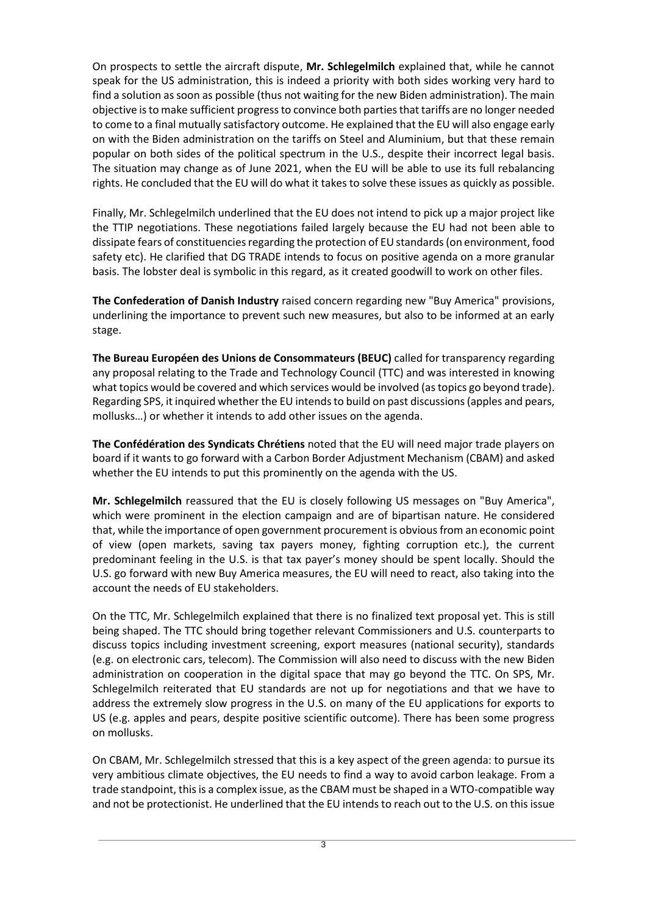On prospects to settle the aircraft dispute, **Mr. Schlegelmilch** explained that, while he cannot speak for the US administration, this is indeed a priority with both sides working very hard to find a solution as soon as possible (thus not waiting for the new Biden administration). The main objective is to make sufficient progress to convince both parties that tariffs are no longer needed to come to a final mutually satisfactory outcome. He explained that the EU will also engage early on with the Biden administration on the tariffs on Steel and Aluminium, but that these remain popular on both sides of the political spectrum in the U.S., despite their incorrect legal basis. The situation may change as of June 2021, when the EU will be able to use its full rebalancing rights. He concluded that the EU will do what it takes to solve these issues as quickly as possible.

Finally, Mr. Schlegelmilch underlined that the EU does not intend to pick up a major project like the TTIP negotiations. These negotiations failed largely because the EU had not been able to dissipate fears of constituencies regarding the protection of EU standards (on environment, food safety etc). He clarified that DG TRADE intends to focus on positive agenda on a more granular basis. The lobster deal is symbolic in this regard, as it created goodwill to work on other files.

**The Confederation of Danish Industry** raised concern regarding new "Buy America" provisions, underlining the importance to prevent such new measures, but also to be informed at an early stage.

**The Bureau Européen des Unions de Consommateurs (BEUC)** called for transparency regarding any proposal relating to the Trade and Technology Council (TTC) and was interested in knowing what topics would be covered and which services would be involved (as topics go beyond trade). Regarding SPS, it inquired whether the EU intends to build on past discussions (apples and pears, mollusks…) or whether it intends to add other issues on the agenda.

**The Confédération des Syndicats Chrétiens** noted that the EU will need major trade players on board if it wants to go forward with a Carbon Border Adjustment Mechanism (CBAM) and asked whether the EU intends to put this prominently on the agenda with the US.

**Mr. Schlegelmilch** reassured that the EU is closely following US messages on "Buy America", which were prominent in the election campaign and are of bipartisan nature. He considered that, while the importance of open government procurement is obvious from an economic point of view (open markets, saving tax payers money, fighting corruption etc.), the current predominant feeling in the U.S. is that tax payer's money should be spent locally. Should the U.S. go forward with new Buy America measures, the EU will need to react, also taking into the account the needs of EU stakeholders.

On the TTC, Mr. Schlegelmilch explained that there is no finalized text proposal yet. This is still being shaped. The TTC should bring together relevant Commissioners and U.S. counterparts to discuss topics including investment screening, export measures (national security), standards (e.g. on electronic cars, telecom). The Commission will also need to discuss with the new Biden administration on cooperation in the digital space that may go beyond the TTC. On SPS, Mr. Schlegelmilch reiterated that EU standards are not up for negotiations and that we have to address the extremely slow progress in the U.S. on many of the EU applications for exports to US (e.g. apples and pears, despite positive scientific outcome). There has been some progress on mollusks.

On CBAM, Mr. Schlegelmilch stressed that this is a key aspect of the green agenda: to pursue its very ambitious climate objectives, the EU needs to find a way to avoid carbon leakage. From a trade standpoint, this is a complex issue, as the CBAM must be shaped in a WTO-compatible way and not be protectionist. He underlined that the EU intends to reach out to the U.S. on this issue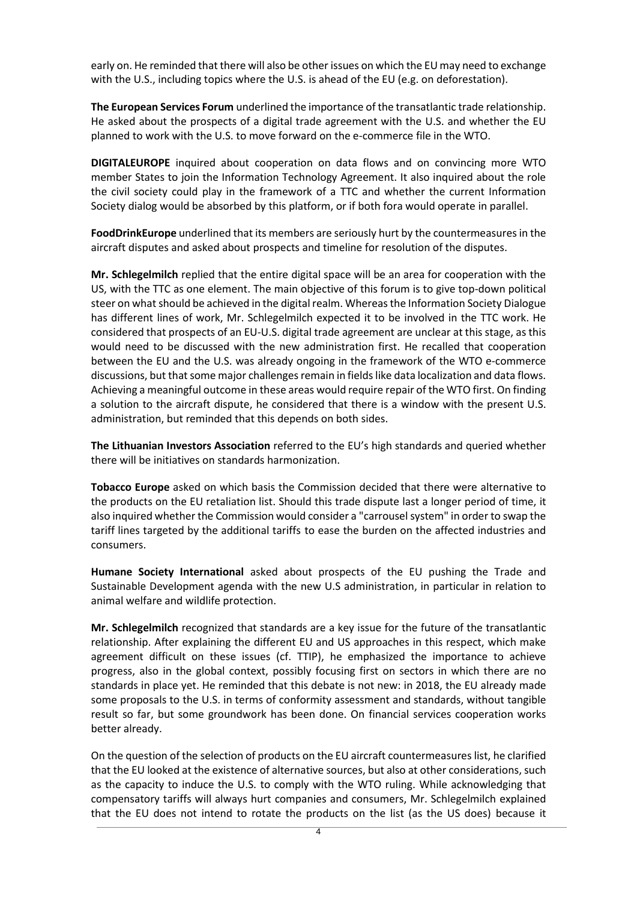early on. He reminded that there will also be other issues on which the EU may need to exchange with the U.S., including topics where the U.S. is ahead of the EU (e.g. on deforestation).

**The European Services Forum** underlined the importance of the transatlantic trade relationship. He asked about the prospects of a digital trade agreement with the U.S. and whether the EU planned to work with the U.S. to move forward on the e-commerce file in the WTO.

**DIGITALEUROPE** inquired about cooperation on data flows and on convincing more WTO member States to join the Information Technology Agreement. It also inquired about the role the civil society could play in the framework of a TTC and whether the current Information Society dialog would be absorbed by this platform, or if both fora would operate in parallel.

**FoodDrinkEurope** underlined that its members are seriously hurt by the countermeasures in the aircraft disputes and asked about prospects and timeline for resolution of the disputes.

**Mr. Schlegelmilch** replied that the entire digital space will be an area for cooperation with the US, with the TTC as one element. The main objective of this forum is to give top-down political steer on what should be achieved in the digital realm. Whereas the Information Society Dialogue has different lines of work, Mr. Schlegelmilch expected it to be involved in the TTC work. He considered that prospects of an EU-U.S. digital trade agreement are unclear at this stage, as this would need to be discussed with the new administration first. He recalled that cooperation between the EU and the U.S. was already ongoing in the framework of the WTO e-commerce discussions, but that some major challenges remain in fields like data localization and data flows. Achieving a meaningful outcome in these areas would require repair of the WTO first. On finding a solution to the aircraft dispute, he considered that there is a window with the present U.S. administration, but reminded that this depends on both sides.

**The Lithuanian Investors Association** referred to the EU's high standards and queried whether there will be initiatives on standards harmonization.

**Tobacco Europe** asked on which basis the Commission decided that there were alternative to the products on the EU retaliation list. Should this trade dispute last a longer period of time, it also inquired whether the Commission would consider a "carrousel system" in order to swap the tariff lines targeted by the additional tariffs to ease the burden on the affected industries and consumers.

**Humane Society International** asked about prospects of the EU pushing the Trade and Sustainable Development agenda with the new U.S administration, in particular in relation to animal welfare and wildlife protection.

**Mr. Schlegelmilch** recognized that standards are a key issue for the future of the transatlantic relationship. After explaining the different EU and US approaches in this respect, which make agreement difficult on these issues (cf. TTIP), he emphasized the importance to achieve progress, also in the global context, possibly focusing first on sectors in which there are no standards in place yet. He reminded that this debate is not new: in 2018, the EU already made some proposals to the U.S. in terms of conformity assessment and standards, without tangible result so far, but some groundwork has been done. On financial services cooperation works better already.

On the question of the selection of products on the EU aircraft countermeasures list, he clarified that the EU looked at the existence of alternative sources, but also at other considerations, such as the capacity to induce the U.S. to comply with the WTO ruling. While acknowledging that compensatory tariffs will always hurt companies and consumers, Mr. Schlegelmilch explained that the EU does not intend to rotate the products on the list (as the US does) because it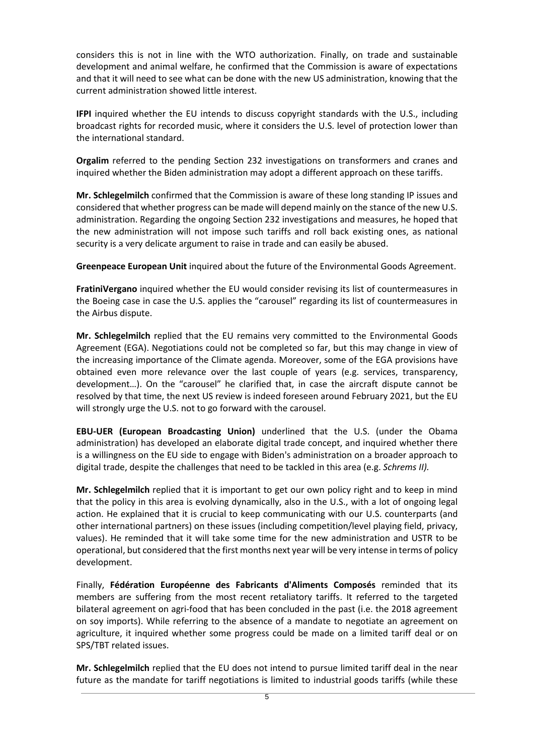considers this is not in line with the WTO authorization. Finally, on trade and sustainable development and animal welfare, he confirmed that the Commission is aware of expectations and that it will need to see what can be done with the new US administration, knowing that the current administration showed little interest.

**IFPI** inquired whether the EU intends to discuss copyright standards with the U.S., including broadcast rights for recorded music, where it considers the U.S. level of protection lower than the international standard.

**Orgalim** referred to the pending Section 232 investigations on transformers and cranes and inquired whether the Biden administration may adopt a different approach on these tariffs.

**Mr. Schlegelmilch** confirmed that the Commission is aware of these long standing IP issues and considered that whether progress can be made will depend mainly on the stance of the new U.S. administration. Regarding the ongoing Section 232 investigations and measures, he hoped that the new administration will not impose such tariffs and roll back existing ones, as national security is a very delicate argument to raise in trade and can easily be abused.

**Greenpeace European Unit** inquired about the future of the Environmental Goods Agreement.

**FratiniVergano** inquired whether the EU would consider revising its list of countermeasures in the Boeing case in case the U.S. applies the "carousel" regarding its list of countermeasures in the Airbus dispute.

**Mr. Schlegelmilch** replied that the EU remains very committed to the Environmental Goods Agreement (EGA). Negotiations could not be completed so far, but this may change in view of the increasing importance of the Climate agenda. Moreover, some of the EGA provisions have obtained even more relevance over the last couple of years (e.g. services, transparency, development…). On the "carousel" he clarified that, in case the aircraft dispute cannot be resolved by that time, the next US review is indeed foreseen around February 2021, but the EU will strongly urge the U.S. not to go forward with the carousel.

**EBU-UER (European Broadcasting Union)** underlined that the U.S. (under the Obama administration) has developed an elaborate digital trade concept, and inquired whether there is a willingness on the EU side to engage with Biden's administration on a broader approach to digital trade, despite the challenges that need to be tackled in this area (e.g. *Schrems II).*

**Mr. Schlegelmilch** replied that it is important to get our own policy right and to keep in mind that the policy in this area is evolving dynamically, also in the U.S., with a lot of ongoing legal action. He explained that it is crucial to keep communicating with our U.S. counterparts (and other international partners) on these issues (including competition/level playing field, privacy, values). He reminded that it will take some time for the new administration and USTR to be operational, but considered that the first months next year will be very intense in terms of policy development.

Finally, **Fédération Européenne des Fabricants d'Aliments Composés** reminded that its members are suffering from the most recent retaliatory tariffs. It referred to the targeted bilateral agreement on agri-food that has been concluded in the past (i.e. the 2018 agreement on soy imports). While referring to the absence of a mandate to negotiate an agreement on agriculture, it inquired whether some progress could be made on a limited tariff deal or on SPS/TBT related issues.

**Mr. Schlegelmilch** replied that the EU does not intend to pursue limited tariff deal in the near future as the mandate for tariff negotiations is limited to industrial goods tariffs (while these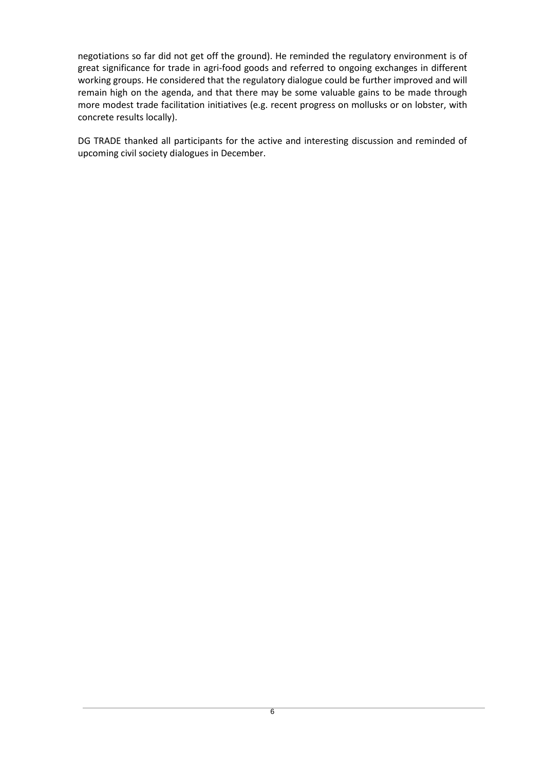negotiations so far did not get off the ground). He reminded the regulatory environment is of great significance for trade in agri-food goods and referred to ongoing exchanges in different working groups. He considered that the regulatory dialogue could be further improved and will remain high on the agenda, and that there may be some valuable gains to be made through more modest trade facilitation initiatives (e.g. recent progress on mollusks or on lobster, with concrete results locally).

DG TRADE thanked all participants for the active and interesting discussion and reminded of upcoming civil society dialogues in December.